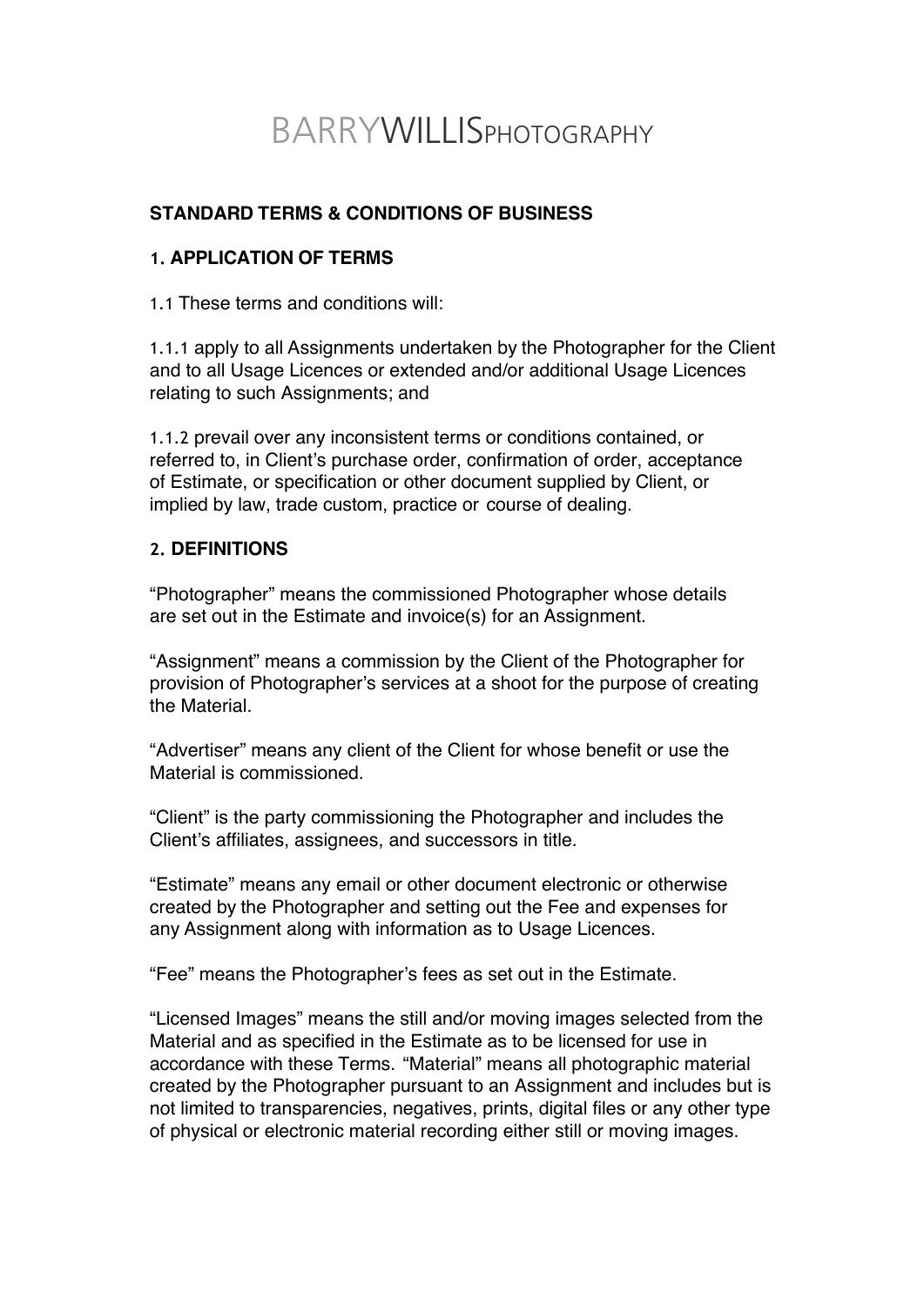# BARRYWILLISPHOTOGRAPHY

## STANDARD TERMS & CONDITIONS OF BUSINESS

### 1. APPLICATION OF TERMS

1.1 These terms and conditions will:

1.1.1 apply to all Assignments undertaken by the Photographer for the Client and to all Usage Licences or extended and/or additional Usage Licences relating to such Assignments; and

1.1.2 prevail over any inconsistent terms or conditions contained, or referred to, in Client's purchase order, confirmation of order, acceptance of Estimate, or specification or other document supplied by Client, or implied by law, trade custom, practice or course of dealing.

### 2. DEFINITIONS

"Photographer" means the commissioned Photographer whose details are set out in the Estimate and invoice(s) for an Assignment.

"Assignment" means a commission by the Client of the Photographer for provision of Photographer's services at a shoot for the purpose of creating the Material.

"Advertiser" means any client of the Client for whose benefit or use the Material is commissioned.

"Client" is the party commissioning the Photographer and includes the Client's affiliates, assignees, and successors in title.

"Estimate" means any email or other document electronic or otherwise created by the Photographer and setting out the Fee and expenses for any Assignment along with information as to Usage Licences.

"Fee" means the Photographer's fees as set out in the Estimate.

"Licensed Images" means the still and/or moving images selected from the Material and as specified in the Estimate as to be licensed for use in accordance with these Terms. "Material" means all photographic material created by the Photographer pursuant to an Assignment and includes but is not limited to transparencies, negatives, prints, digital files or any other type of physical or electronic material recording either still or moving images.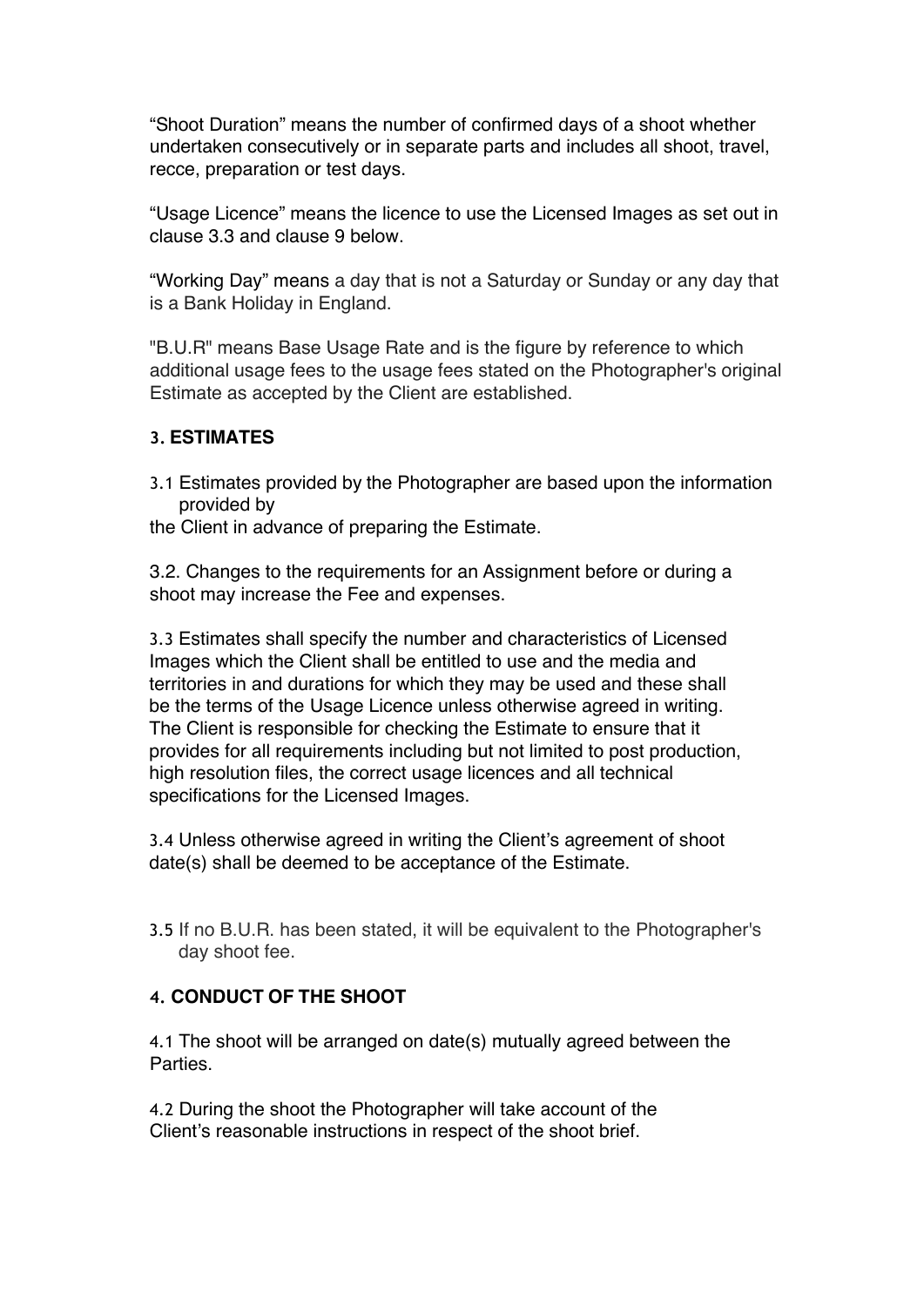"Shoot Duration" means the number of confirmed days of a shoot whether undertaken consecutively or in separate parts and includes all shoot, travel, recce, preparation or test days.

"Usage Licence" means the licence to use the Licensed Images as set out in clause 3.3 and clause 9 below.

"Working Day" means a day that is not a Saturday or Sunday or any day that is a Bank Holiday in England.

"B.U.R" means Base Usage Rate and is the figure by reference to which additional usage fees to the usage fees stated on the Photographer's original Estimate as accepted by the Client are established.

### 3. ESTIMATES

3.1 Estimates provided by the Photographer are based upon the information provided by
the Client in advance of preparing the Estimate.

3.2. Changes to the requirements for an Assignment before or during a shoot may increase the Fee and expenses.

3.3 Estimates shall specify the number and characteristics of Licensed Images which the Client shall be entitled to use and the media and territories in and durations for which they may be used and these shall be the terms of the Usage Licence unless otherwise agreed in writing. The Client is responsible for checking the Estimate to ensure that it provides for all requirements including but not limited to post production, high resolution files, the correct usage licences and all technical specifications for the Licensed Images.

3.4 Unless otherwise agreed in writing the Client's agreement of shoot date(s) shall be deemed to be acceptance of the Estimate.

3.5 If no B.U.R. has been stated, it will be equivalent to the Photographer's day shoot fee.

### 4. CONDUCT OF THE SHOOT

4.1 The shoot will be arranged on date(s) mutually agreed between the Parties.

4.2 During the shoot the Photographer will take account of the Client's reasonable instructions in respect of the shoot brief.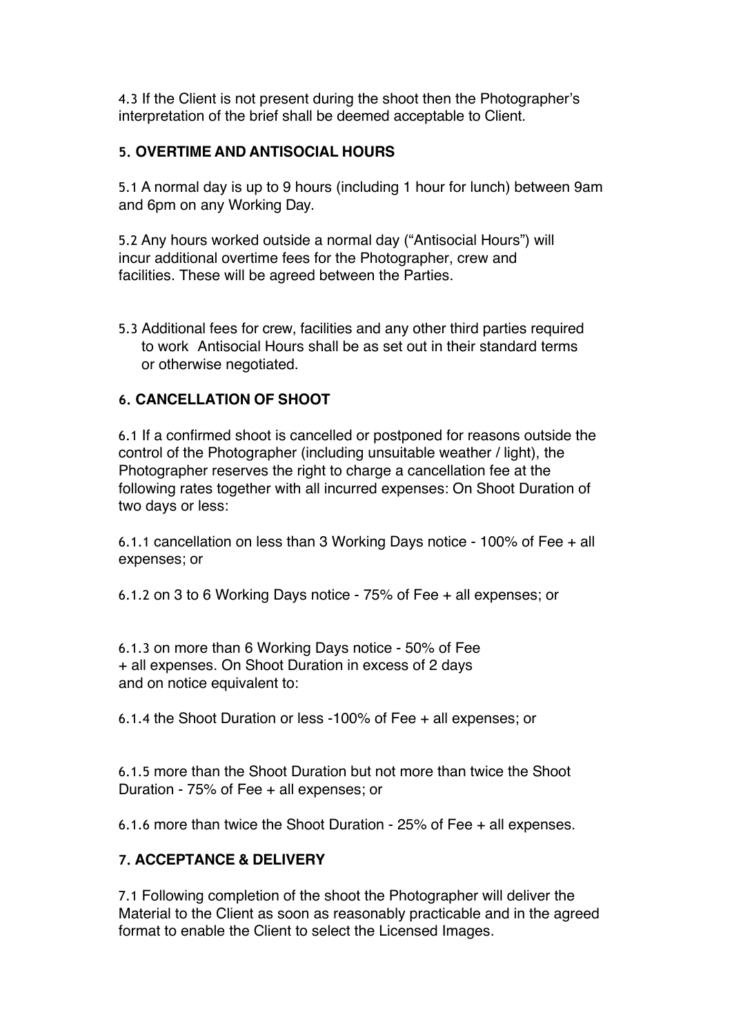4.3 If the Client is not present during the shoot then the Photographer's interpretation of the brief shall be deemed acceptable to Client.

### 5. OVERTIME AND ANTISOCIAL HOURS

5.1 A normal day is up to 9 hours (including 1 hour for lunch) between 9am and 6pm on any Working Day.

5.2 Any hours worked outside a normal day ("Antisocial Hours") will incur additional overtime fees for the Photographer, crew and facilities. These will be agreed between the Parties.

5.3 Additional fees for crew, facilities and any other third parties required to work Antisocial Hours shall be as set out in their standard terms or otherwise negotiated.

### 6. CANCELLATION OF SHOOT

6.1 If a confirmed shoot is cancelled or postponed for reasons outside the control of the Photographer (including unsuitable weather / light), the Photographer reserves the right to charge a cancellation fee at the following rates together with all incurred expenses: On Shoot Duration of two days or less:

6.1.1 cancellation on less than 3 Working Days notice - 100% of Fee + all expenses; or

6.1.2 on 3 to 6 Working Days notice - 75% of Fee + all expenses; or

6.1.3 on more than 6 Working Days notice - 50% of Fee + all expenses. On Shoot Duration in excess of 2 days and on notice equivalent to:

6.1.4 the Shoot Duration or less -100% of Fee + all expenses; or

6.1.5 more than the Shoot Duration but not more than twice the Shoot Duration - 75% of Fee + all expenses; or

6.1.6 more than twice the Shoot Duration - 25% of Fee + all expenses.

### 7. ACCEPTANCE & DELIVERY

7.1 Following completion of the shoot the Photographer will deliver the Material to the Client as soon as reasonably practicable and in the agreed format to enable the Client to select the Licensed Images.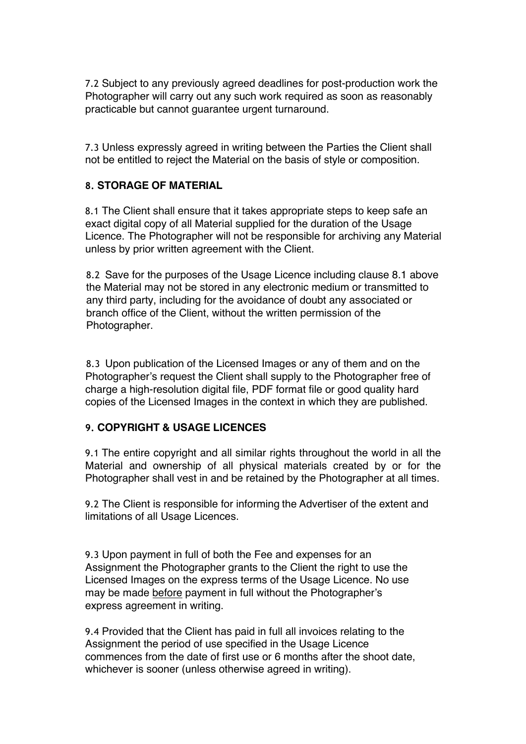7.2 Subject to any previously agreed deadlines for post-production work the Photographer will carry out any such work required as soon as reasonably practicable but cannot guarantee urgent turnaround.

7.3 Unless expressly agreed in writing between the Parties the Client shall not be entitled to reject the Material on the basis of style or composition.

## 8. STORAGE OF MATERIAL

8.1 The Client shall ensure that it takes appropriate steps to keep safe an exact digital copy of all Material supplied for the duration of the Usage Licence. The Photographer will not be responsible for archiving any Material unless by prior written agreement with the Client.

8.2 Save for the purposes of the Usage Licence including clause 8.1 above the Material may not be stored in any electronic medium or transmitted to any third party, including for the avoidance of doubt any associated or branch office of the Client, without the written permission of the Photographer.

8.3 Upon publication of the Licensed Images or any of them and on the Photographer's request the Client shall supply to the Photographer free of charge a high-resolution digital file, PDF format file or good quality hard copies of the Licensed Images in the context in which they are published.

## 9. COPYRIGHT & USAGE LICENCES

9.1 The entire copyright and all similar rights throughout the world in all the Material and ownership of all physical materials created by or for the Photographer shall vest in and be retained by the Photographer at all times.

9.2 The Client is responsible for informing the Advertiser of the extent and limitations of all Usage Licences.

9.3 Upon payment in full of both the Fee and expenses for an Assignment the Photographer grants to the Client the right to use the Licensed Images on the express terms of the Usage Licence. No use may be made <u>before</u> payment in full without the Photographer's express agreement in writing.

9.4 Provided that the Client has paid in full all invoices relating to the Assignment the period of use specified in the Usage Licence commences from the date of first use or 6 months after the shoot date, whichever is sooner (unless otherwise agreed in writing).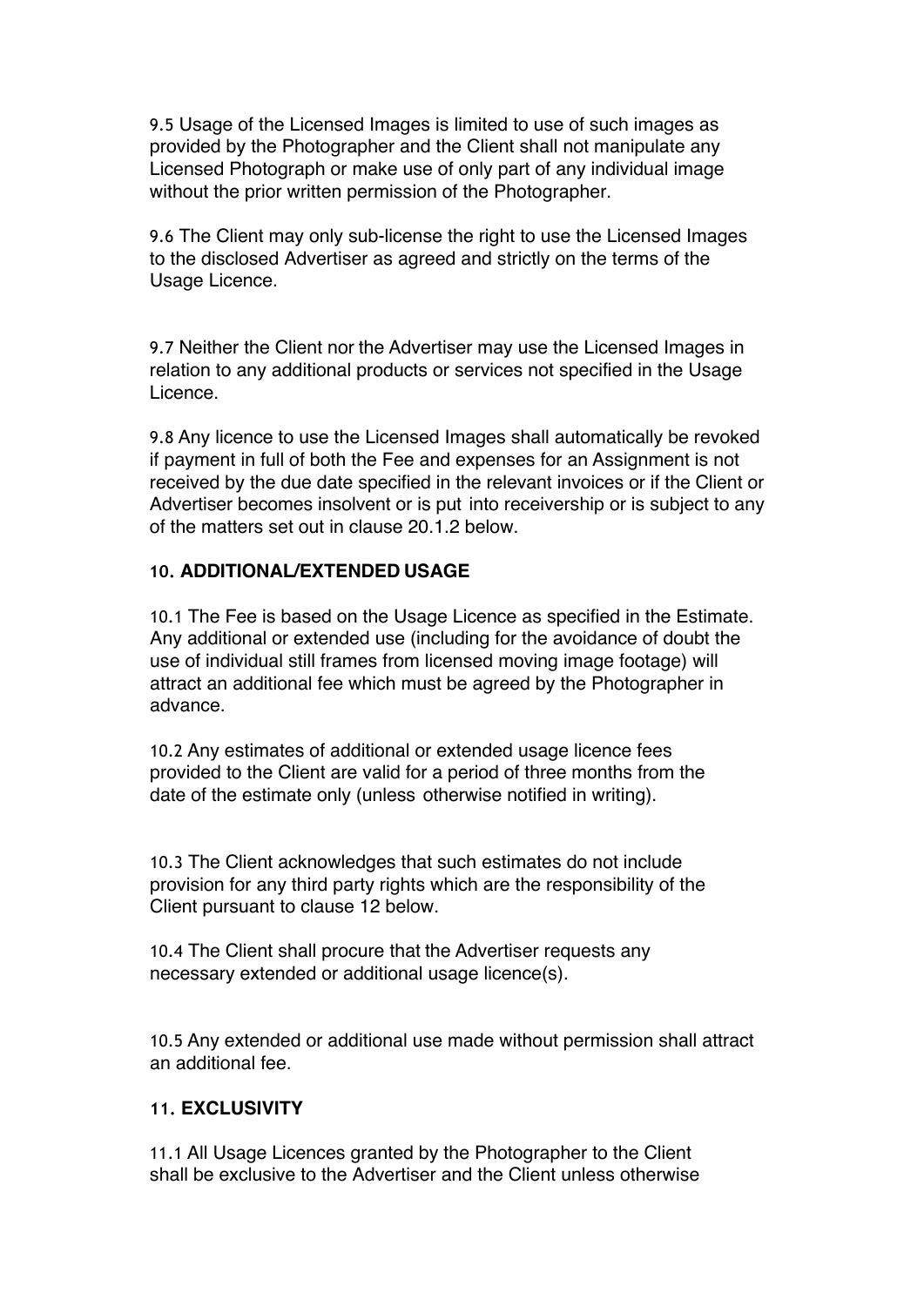9.5 Usage of the Licensed Images is limited to use of such images as provided by the Photographer and the Client shall not manipulate any Licensed Photograph or make use of only part of any individual image without the prior written permission of the Photographer.

9.6 The Client may only sub-license the right to use the Licensed Images to the disclosed Advertiser as agreed and strictly on the terms of the Usage Licence.

9.7 Neither the Client nor the Advertiser may use the Licensed Images in relation to any additional products or services not specified in the Usage Licence.

9.8 Any licence to use the Licensed Images shall automatically be revoked if payment in full of both the Fee and expenses for an Assignment is not received by the due date specified in the relevant invoices or if the Client or Advertiser becomes insolvent or is put into receivership or is subject to any of the matters set out in clause 20.1.2 below.

## 10. ADDITIONAL/EXTENDED USAGE

10.1 The Fee is based on the Usage Licence as specified in the Estimate. Any additional or extended use (including for the avoidance of doubt the use of individual still frames from licensed moving image footage) will attract an additional fee which must be agreed by the Photographer in advance.

10.2 Any estimates of additional or extended usage licence fees provided to the Client are valid for a period of three months from the date of the estimate only (unless otherwise notified in writing).

10.3 The Client acknowledges that such estimates do not include provision for any third party rights which are the responsibility of the Client pursuant to clause 12 below.

10.4 The Client shall procure that the Advertiser requests any necessary extended or additional usage licence(s).

10.5 Any extended or additional use made without permission shall attract an additional fee.

## 11. EXCLUSIVITY

11.1 All Usage Licences granted by the Photographer to the Client shall be exclusive to the Advertiser and the Client unless otherwise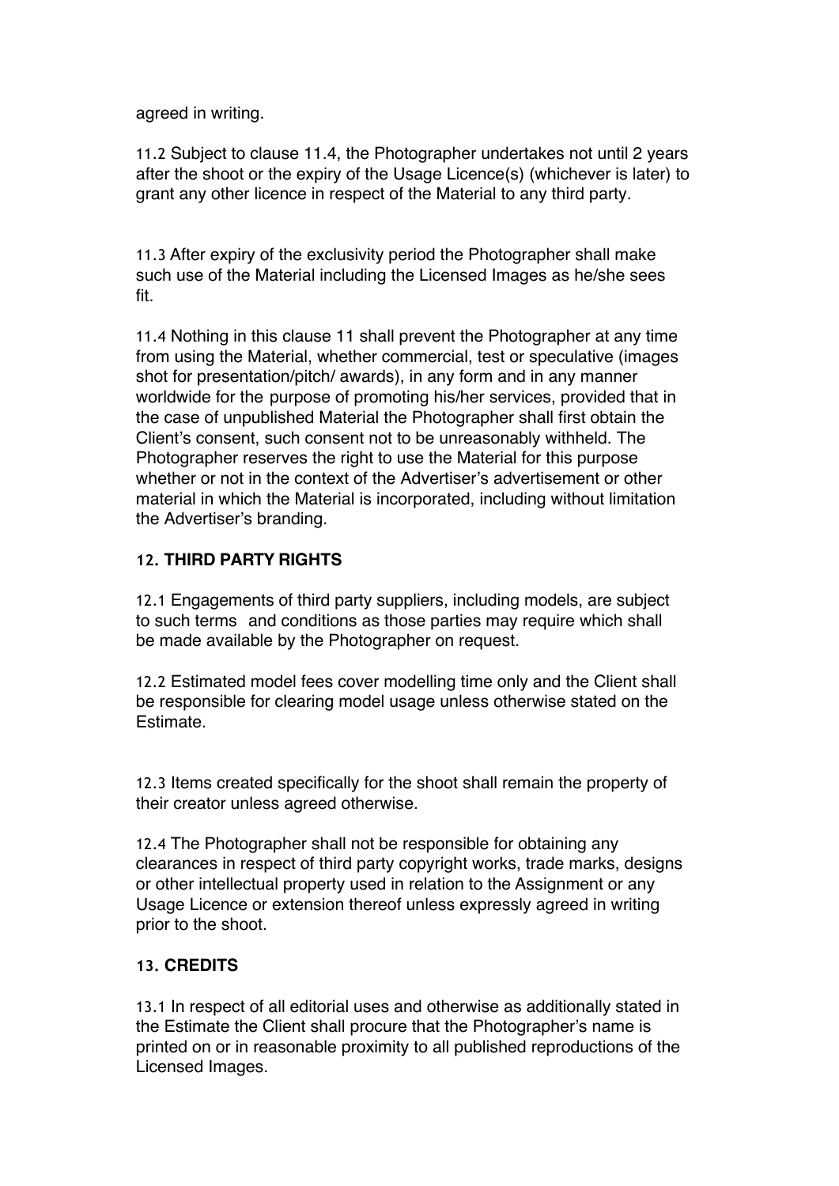agreed in writing.

11.2 Subject to clause 11.4, the Photographer undertakes not until 2 years after the shoot or the expiry of the Usage Licence(s) (whichever is later) to grant any other licence in respect of the Material to any third party.

11.3 After expiry of the exclusivity period the Photographer shall make such use of the Material including the Licensed Images as he/she sees fit.

11.4 Nothing in this clause 11 shall prevent the Photographer at any time from using the Material, whether commercial, test or speculative (images shot for presentation/pitch/ awards), in any form and in any manner worldwide for the purpose of promoting his/her services, provided that in the case of unpublished Material the Photographer shall first obtain the Client's consent, such consent not to be unreasonably withheld. The Photographer reserves the right to use the Material for this purpose whether or not in the context of the Advertiser's advertisement or other material in which the Material is incorporated, including without limitation the Advertiser's branding.

## 12. THIRD PARTY RIGHTS

12.1 Engagements of third party suppliers, including models, are subject to such terms and conditions as those parties may require which shall be made available by the Photographer on request.

12.2 Estimated model fees cover modelling time only and the Client shall be responsible for clearing model usage unless otherwise stated on the Estimate.

12.3 Items created specifically for the shoot shall remain the property of their creator unless agreed otherwise.

12.4 The Photographer shall not be responsible for obtaining any clearances in respect of third party copyright works, trade marks, designs or other intellectual property used in relation to the Assignment or any Usage Licence or extension thereof unless expressly agreed in writing prior to the shoot.

## 13. CREDITS

13.1 In respect of all editorial uses and otherwise as additionally stated in the Estimate the Client shall procure that the Photographer's name is printed on or in reasonable proximity to all published reproductions of the Licensed Images.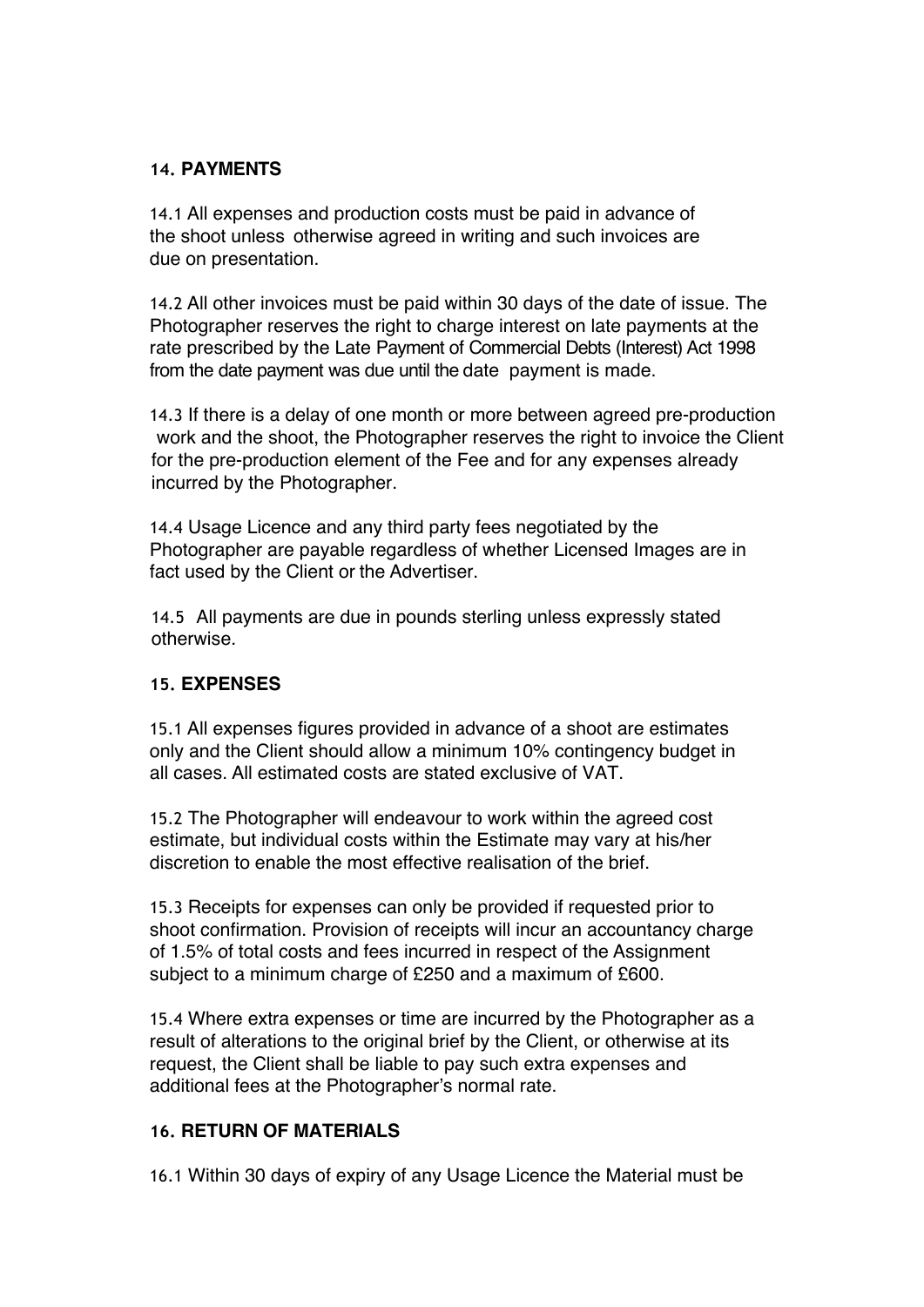## 14. PAYMENTS

14.1 All expenses and production costs must be paid in advance of the shoot unless otherwise agreed in writing and such invoices are due on presentation.

14.2 All other invoices must be paid within 30 days of the date of issue. The Photographer reserves the right to charge interest on late payments at the rate prescribed by the Late Payment of Commercial Debts (Interest) Act 1998 from the date payment was due until the date payment is made.

14.3 If there is a delay of one month or more between agreed pre-production work and the shoot, the Photographer reserves the right to invoice the Client for the pre-production element of the Fee and for any expenses already incurred by the Photographer.

14.4 Usage Licence and any third party fees negotiated by the Photographer are payable regardless of whether Licensed Images are in fact used by the Client or the Advertiser.

14.5 All payments are due in pounds sterling unless expressly stated otherwise.

## 15. EXPENSES

15.1 All expenses figures provided in advance of a shoot are estimates only and the Client should allow a minimum 10% contingency budget in all cases. All estimated costs are stated exclusive of VAT.

15.2 The Photographer will endeavour to work within the agreed cost estimate, but individual costs within the Estimate may vary at his/her discretion to enable the most effective realisation of the brief.

15.3 Receipts for expenses can only be provided if requested prior to shoot confirmation. Provision of receipts will incur an accountancy charge of 1.5% of total costs and fees incurred in respect of the Assignment subject to a minimum charge of £250 and a maximum of £600.

15.4 Where extra expenses or time are incurred by the Photographer as a result of alterations to the original brief by the Client, or otherwise at its request, the Client shall be liable to pay such extra expenses and additional fees at the Photographer's normal rate.

## 16. RETURN OF MATERIALS

16.1 Within 30 days of expiry of any Usage Licence the Material must be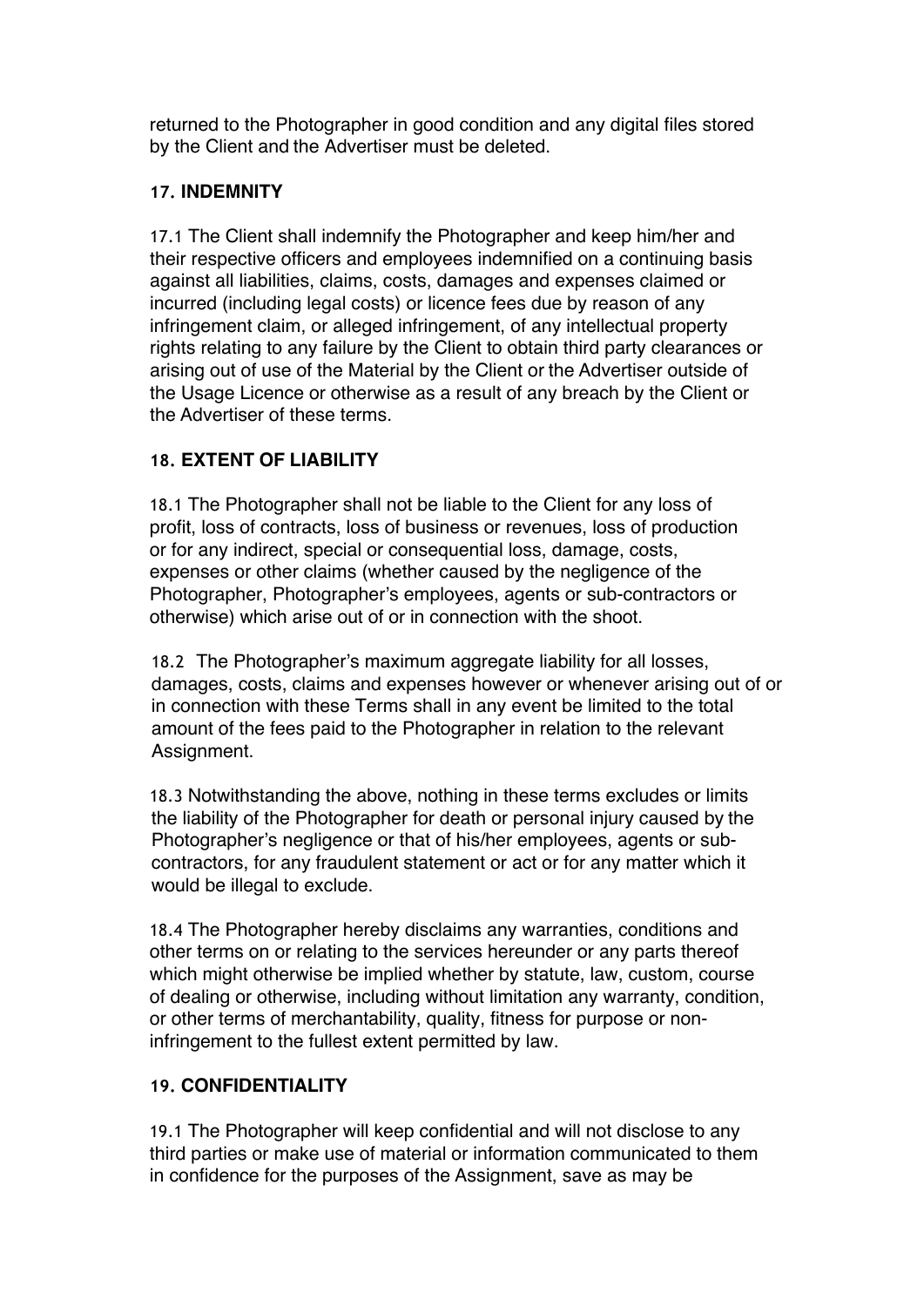returned to the Photographer in good condition and any digital files stored by the Client and the Advertiser must be deleted.

### 17. INDEMNITY

17.1 The Client shall indemnify the Photographer and keep him/her and their respective officers and employees indemnified on a continuing basis against all liabilities, claims, costs, damages and expenses claimed or incurred (including legal costs) or licence fees due by reason of any infringement claim, or alleged infringement, of any intellectual property rights relating to any failure by the Client to obtain third party clearances or arising out of use of the Material by the Client or the Advertiser outside of the Usage Licence or otherwise as a result of any breach by the Client or the Advertiser of these terms.

### 18. EXTENT OF LIABILITY

18.1 The Photographer shall not be liable to the Client for any loss of profit, loss of contracts, loss of business or revenues, loss of production or for any indirect, special or consequential loss, damage, costs, expenses or other claims (whether caused by the negligence of the Photographer, Photographer's employees, agents or sub-contractors or otherwise) which arise out of or in connection with the shoot.

18.2 The Photographer's maximum aggregate liability for all losses, damages, costs, claims and expenses however or whenever arising out of or in connection with these Terms shall in any event be limited to the total amount of the fees paid to the Photographer in relation to the relevant Assignment.

18.3 Notwithstanding the above, nothing in these terms excludes or limits the liability of the Photographer for death or personal injury caused by the Photographer's negligence or that of his/her employees, agents or sub-contractors, for any fraudulent statement or act or for any matter which it would be illegal to exclude.

18.4 The Photographer hereby disclaims any warranties, conditions and other terms on or relating to the services hereunder or any parts thereof which might otherwise be implied whether by statute, law, custom, course of dealing or otherwise, including without limitation any warranty, condition, or other terms of merchantability, quality, fitness for purpose or non-infringement to the fullest extent permitted by law.

### 19. CONFIDENTIALITY

19.1 The Photographer will keep confidential and will not disclose to any third parties or make use of material or information communicated to them in confidence for the purposes of the Assignment, save as may be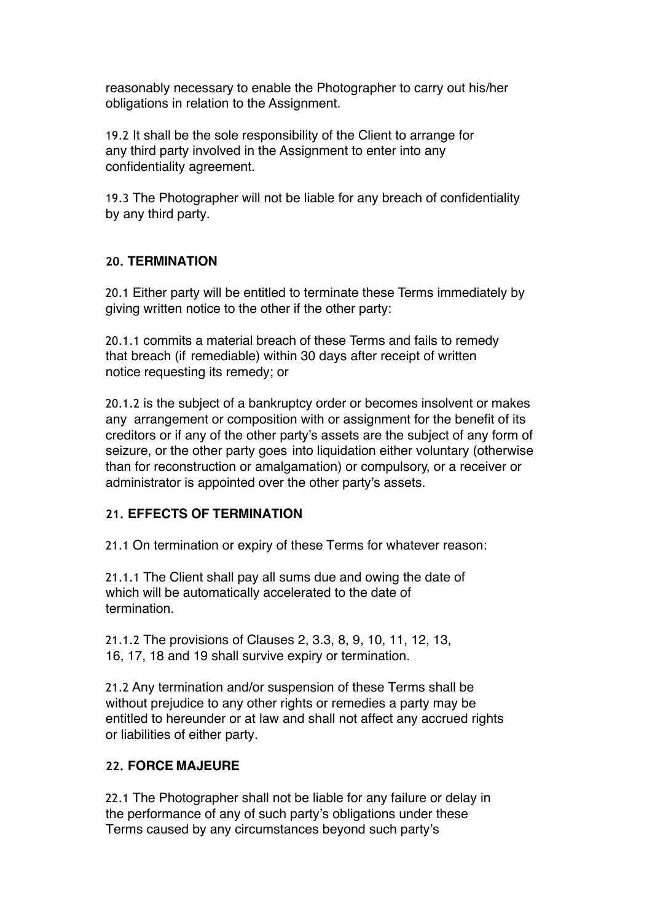reasonably necessary to enable the Photographer to carry out his/her obligations in relation to the Assignment.

19.2 It shall be the sole responsibility of the Client to arrange for any third party involved in the Assignment to enter into any confidentiality agreement.

19.3 The Photographer will not be liable for any breach of confidentiality by any third party.

## 20. TERMINATION

20.1 Either party will be entitled to terminate these Terms immediately by giving written notice to the other if the other party:

20.1.1 commits a material breach of these Terms and fails to remedy that breach (if remediable) within 30 days after receipt of written notice requesting its remedy; or

20.1.2 is the subject of a bankruptcy order or becomes insolvent or makes any arrangement or composition with or assignment for the benefit of its creditors or if any of the other party's assets are the subject of any form of seizure, or the other party goes into liquidation either voluntary (otherwise than for reconstruction or amalgamation) or compulsory, or a receiver or administrator is appointed over the other party's assets.

## 21. EFFECTS OF TERMINATION

21.1 On termination or expiry of these Terms for whatever reason:

21.1.1 The Client shall pay all sums due and owing the date of which will be automatically accelerated to the date of termination.

21.1.2 The provisions of Clauses 2, 3.3, 8, 9, 10, 11, 12, 13, 16, 17, 18 and 19 shall survive expiry or termination.

21.2 Any termination and/or suspension of these Terms shall be without prejudice to any other rights or remedies a party may be entitled to hereunder or at law and shall not affect any accrued rights or liabilities of either party.

## 22. FORCE MAJEURE

22.1 The Photographer shall not be liable for any failure or delay in the performance of any of such party's obligations under these Terms caused by any circumstances beyond such party's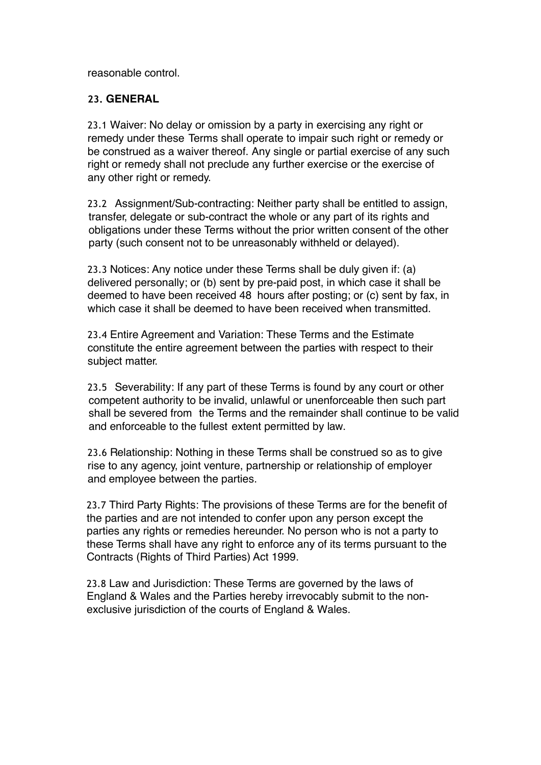reasonable control.

## 23. GENERAL

23.1 Waiver: No delay or omission by a party in exercising any right or remedy under these Terms shall operate to impair such right or remedy or be construed as a waiver thereof. Any single or partial exercise of any such right or remedy shall not preclude any further exercise or the exercise of any other right or remedy.

23.2 Assignment/Sub-contracting: Neither party shall be entitled to assign, transfer, delegate or sub-contract the whole or any part of its rights and obligations under these Terms without the prior written consent of the other party (such consent not to be unreasonably withheld or delayed).

23.3 Notices: Any notice under these Terms shall be duly given if: (a) delivered personally; or (b) sent by pre-paid post, in which case it shall be deemed to have been received 48 hours after posting; or (c) sent by fax, in which case it shall be deemed to have been received when transmitted.

23.4 Entire Agreement and Variation: These Terms and the Estimate constitute the entire agreement between the parties with respect to their subject matter.

23.5 Severability: If any part of these Terms is found by any court or other competent authority to be invalid, unlawful or unenforceable then such part shall be severed from the Terms and the remainder shall continue to be valid and enforceable to the fullest extent permitted by law.

23.6 Relationship: Nothing in these Terms shall be construed so as to give rise to any agency, joint venture, partnership or relationship of employer and employee between the parties.

23.7 Third Party Rights: The provisions of these Terms are for the benefit of the parties and are not intended to confer upon any person except the parties any rights or remedies hereunder. No person who is not a party to these Terms shall have any right to enforce any of its terms pursuant to the Contracts (Rights of Third Parties) Act 1999.

23.8 Law and Jurisdiction: These Terms are governed by the laws of England & Wales and the Parties hereby irrevocably submit to the non-exclusive jurisdiction of the courts of England & Wales.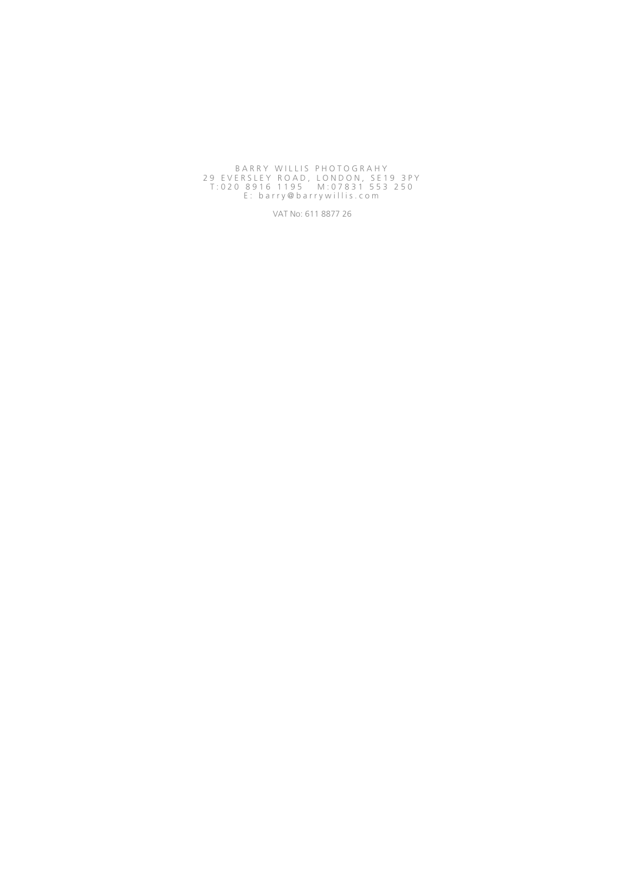BARRY WILLIS PHOTOGRAHY
29 EVERSLEY ROAD, LONDON, SE19 3PY
T:020 8916 1195    M:07831 553 250
E: barry@barrywillis.com

VAT No: 611 8877 26